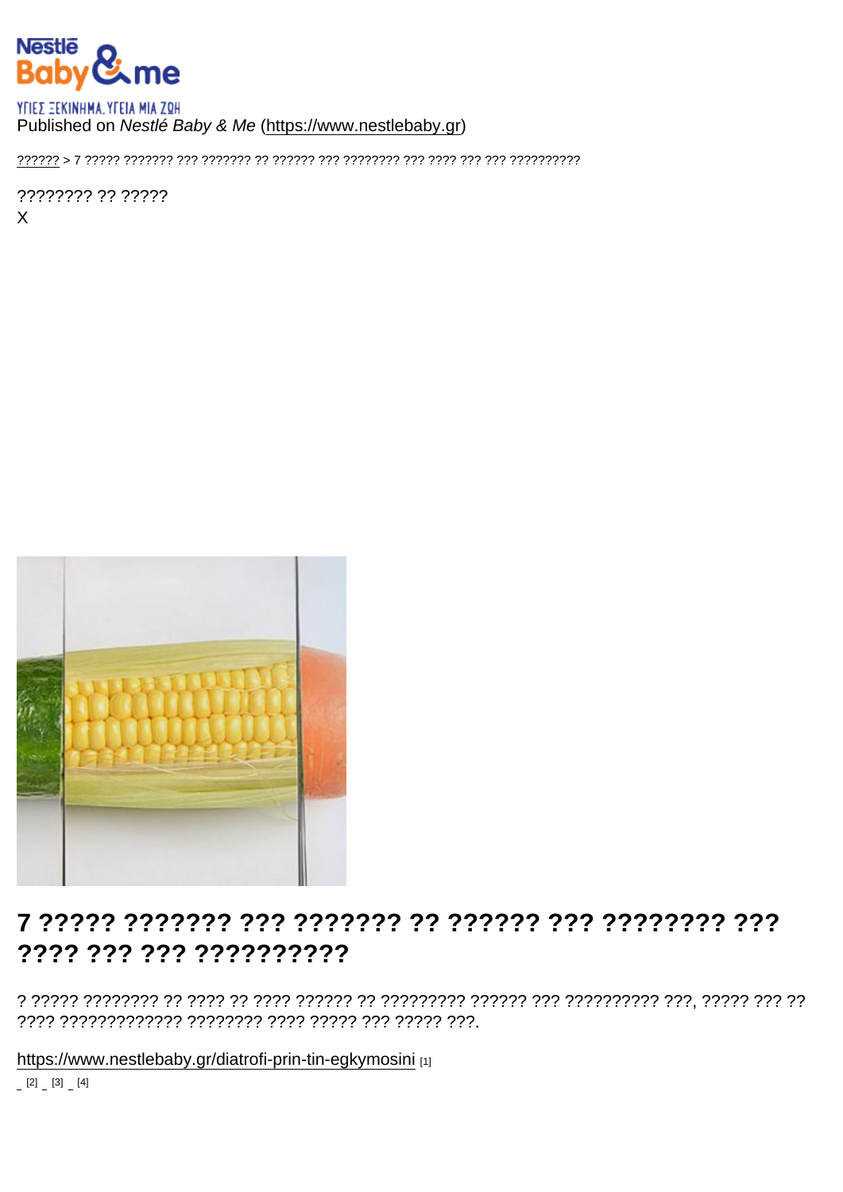Published on *Nestlé Baby & Me* (https://www.nestlebaby.gr)

?????? > 7 ????? ??????? ??? ??????? ?? ?????? ??? ???????? ??? ???? ??? ??? ??????????

???????? ?? ?????
X

# 7 ????? ??????? ??? ??????? ?? ?????? ??? ???????? ??? ???? ??? ??? ??????????

? ????? ???????? ?? ???? ?? ???? ?????? ?? ????????? ?????? ??? ?????????? ???, ????? ??? ?? ???? ????????????? ???????? ???? ????? ??? ????? ???.

https://www.nestlebaby.gr/diatrofi-prin-tin-egkymosini [1]

[2] [3] [4]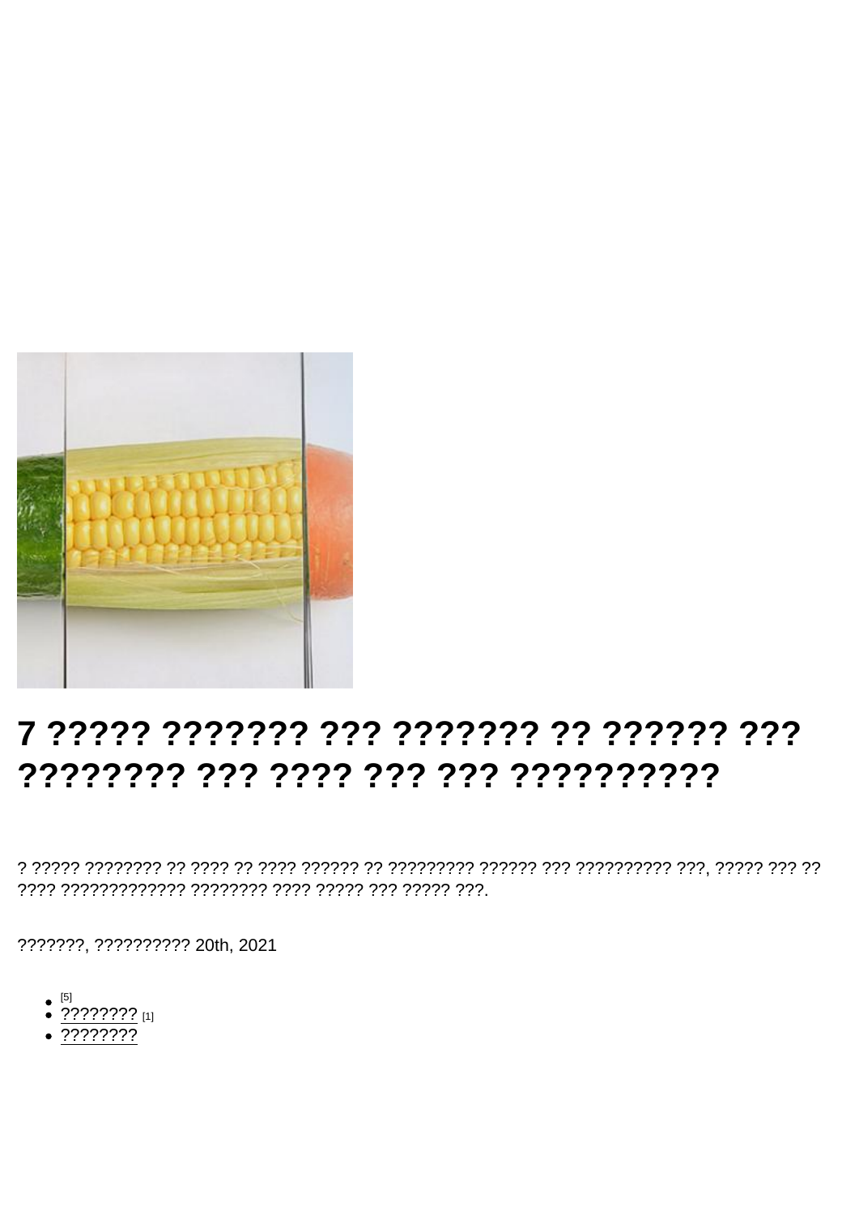# 7 ????? ??????? ??? ??????? ?? ?????? ??? ???????? ??? ???? ??? ??? ??????????

? ????? ???????? ?? ???? ?? ???? ?????? ?? ????????? ?????? ??? ?????????? ???, ????? ??? ?? ???? ????????????? ???????? ???? ????? ??? ????? ???.

???????, ?????????? 20th, 2021

- [5]
- ???????? [1]
- ????????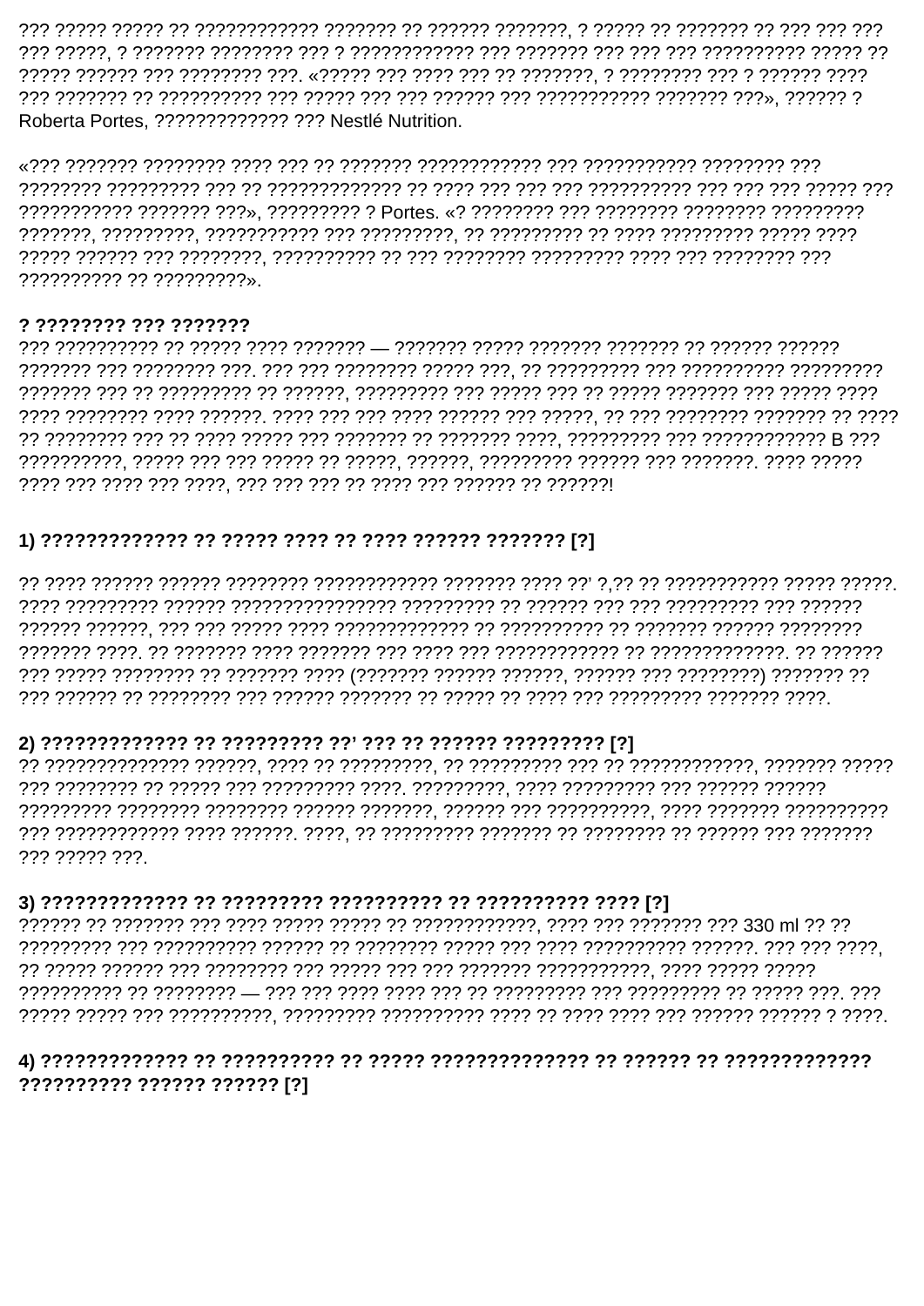??? ????? ????? ?? ???????????? ??????? ?? ?????? ???????, ? ????? ?? ??????? ?? ??? ??? ??? ??? ?????, ? ??????? ???????? ??? ? ???????????? ??? ??????? ??? ??? ??? ?????????? ????? ?? ????? ?????? ??? ???????? ???. «????? ??? ???? ??? ?? ???????, ? ???????? ??? ? ?????? ???? ??? ??????? ?? ?????????? ??? ????? ??? ??? ?????? ??? ??????????? ??????? ???», ?????? ? Roberta Portes, ????????????? ??? Nestlé Nutrition.

«??? ??????? ???????? ???? ??? ?? ??????? ???????????? ??? ??????????? ???????? ??? ???????? ????????? ??? ?? ????????????? ?? ???? ??? ??? ??? ?????????? ??? ??? ??? ????? ??? ??????????? ??????? ???», ????????? ? Portes. «? ???????? ??? ???????? ???????? ????????? ???????, ?????????, ??????????? ??? ?????????, ?? ????????? ?? ???? ????????? ????? ???? ????? ?????? ??? ????????, ?????????? ?? ??? ???????? ????????? ???? ??? ???????? ??? ?????????? ?? ?????????».

**? ???????? ??? ???????**

??? ?????????? ?? ????? ???? ??????? — ??????? ????? ??????? ??????? ?? ?????? ?????? ??????? ??? ???????? ???. ??? ??? ???????? ????? ???, ?? ????????? ??? ?????????? ????????? ??????? ??? ?? ????????? ?? ??????, ????????? ??? ????? ??? ?? ????? ??????? ??? ????? ???? ???? ???????? ???? ??????. ???? ??? ??? ???? ?????? ??? ?????, ?? ??? ???????? ??????? ?? ???? ?? ???????? ??? ?? ???? ????? ??? ??????? ?? ??????? ????, ????????? ??? ???????????? B ??? ??????????, ????? ??? ??? ????? ?? ?????, ??????, ????????? ?????? ??? ???????. ???? ????? ???? ??? ???? ??? ????, ??? ??? ??? ?? ???? ??? ?????? ?? ??????!

**1) ????????????? ?? ????? ???? ?? ???? ?????? ??????? [?]**

?? ???? ?????? ?????? ???????? ???????????? ??????? ???? ??’ ?,?? ?? ??????????? ????? ?????. ???? ????????? ?????? ???????????????? ????????? ?? ?????? ??? ??? ????????? ??? ?????? ?????? ??????, ??? ??? ????? ???? ????????????? ?? ?????????? ?? ??????? ?????? ???????? ??????? ????. ?? ??????? ???? ??????? ??? ???? ??? ???????????? ?? ?????????????. ?? ?????? ??? ????? ???????? ?? ??????? ???? (??????? ?????? ??????, ?????? ??? ????????) ??????? ?? ??? ?????? ?? ???????? ??? ?????? ??????? ?? ????? ?? ???? ??? ????????? ??????? ????.

**2) ????????????? ?? ????????? ??’ ??? ?? ?????? ????????? [?]**

?? ?????????????? ??????, ???? ?? ?????????, ?? ????????? ??? ?? ????????????, ??????? ????? ??? ???????? ?? ????? ??? ????????? ????. ?????????, ???? ????????? ??? ?????? ?????? ????????? ???????? ???????? ?????? ???????, ?????? ??? ??????????, ???? ??????? ?????????? ??? ???????????? ???? ??????. ????, ?? ????????? ??????? ?? ???????? ?? ?????? ??? ??????? ??? ????? ???.

**3) ????????????? ?? ????????? ?????????? ?? ?????????? ???? [?]**

?????? ?? ??????? ??? ???? ????? ????? ?? ????????????, ???? ??? ??????? ??? 330 ml ?? ?? ????????? ??? ?????????? ?????? ?? ???????? ????? ??? ???? ?????????? ??????. ??? ??? ????, ?? ????? ?????? ??? ???????? ??? ????? ??? ??? ??????? ???????????, ???? ????? ????? ?????????? ?? ???????? — ??? ??? ???? ???? ??? ?? ????????? ??? ????????? ?? ????? ???. ??? ????? ????? ??? ??????????, ????????? ?????????? ???? ?? ???? ???? ??? ?????? ?????? ? ????.

**4) ????????????? ?? ?????????? ?? ????? ?????????????? ?? ?????? ?? ????????????? ?????????? ?????? ?????? [?]**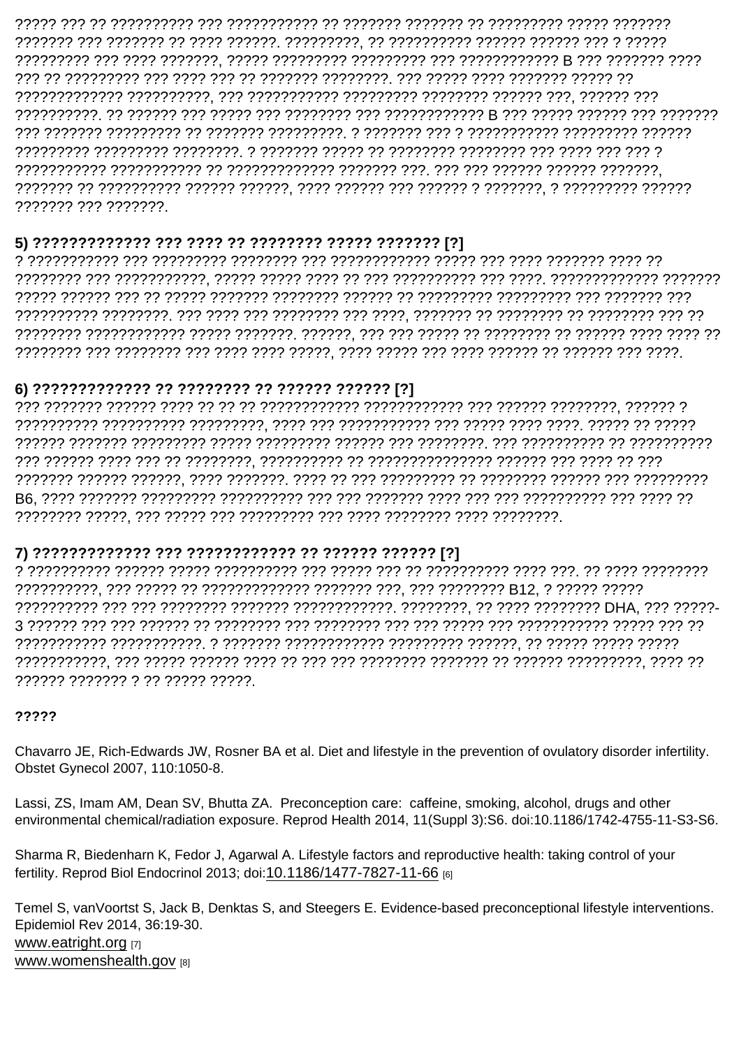????? ??? ?? ?????????? ??? ??????????? ?? ??????? ??????? ?? ????????? ????? ??????? ??????? ??? ??????? ?? ???? ??????. ?????????, ?? ?????????? ?????? ?????? ??? ? ????? ????????? ??? ???? ???????, ????? ????????? ????????? ??? ???????????? B ??? ??????? ???? ??? ?? ????????? ??? ???? ??? ?? ??????? ????????. ??? ????? ???? ??????? ????? ?? ????????????? ??????????, ??? ??????????? ????????? ???????? ?????? ???, ?????? ??? ??????????. ?? ?????? ??? ????? ??? ???????? ??? ???????????? B ??? ????? ?????? ??? ??????? ??? ??????? ????????? ?? ??????? ?????????. ? ??????? ??? ? ??????????? ????????? ?????? ????????? ????????? ????????. ? ??????? ????? ?? ???????? ???????? ??? ???? ??? ??? ? ??????????? ??????????? ?? ????????????? ??????? ???. ??? ??? ?????? ?????? ???????, ??????? ?? ?????????? ?????? ??????, ???? ?????? ??? ?????? ? ???????, ? ????????? ?????? ??????? ??? ???????.

### 5) ????????????? ??? ???? ?? ???????? ????? ??????? [?]

? ??????????? ??? ????????? ???????? ??? ???????????? ????? ??? ???? ??????? ???? ?? ???????? ??? ???????????, ????? ????? ???? ?? ??? ?????????? ??? ????. ????????????? ??????? ????? ?????? ??? ?? ????? ??????? ???????? ?????? ?? ????????? ????????? ??? ??????? ??? ?????????? ????????. ??? ???? ??? ???????? ??? ????, ??????? ?? ???????? ?? ???????? ??? ?? ???????? ???????????? ????? ???????. ??????, ??? ??? ????? ?? ???????? ?? ?????? ???? ???? ?? ???????? ??? ???????? ??? ???? ???? ?????, ???? ????? ??? ???? ?????? ?? ?????? ??? ????.

### 6) ????????????? ?? ???????? ?? ?????? ?????? [?]

??? ??????? ?????? ???? ?? ?? ?? ??????????? ???????????? ??? ?????? ????????, ?????? ? ?????????? ?????????? ?????????, ???? ??? ??????????? ??? ????? ???? ????. ????? ?? ????? ?????? ??????? ????????? ????? ????????? ?????? ??? ????????. ??? ?????????? ?? ?????????? ??? ?????? ???? ??? ?? ????????, ?????????? ?? ??????????????? ?????? ??? ???? ?? ??? ??????? ?????? ??????, ???? ???????. ???? ?? ??? ????????? ?? ???????? ?????? ??? ????????? B6, ???? ??????? ????????? ?????????? ??? ??? ??????? ???? ??? ??? ?????????? ??? ???? ?? ???????? ?????, ??? ????? ??? ????????? ??? ???? ???????? ???? ????????.

### 7) ????????????? ??? ???????????? ?? ?????? ?????? [?]

? ?????????? ?????? ????? ?????????? ??? ????? ??? ?? ?????????? ???? ???. ?? ???? ???????? ??????????, ??? ????? ?? ????????????? ??????? ???, ??? ???????? B12, ? ????? ????? ?????????? ??? ??? ???????? ??????? ????????????. ????????, ?? ???? ???????? DHA, ??? ?????-3 ?????? ??? ??? ?????? ?? ???????? ??? ???????? ??? ??? ????? ??? ??????????? ????? ??? ?? ??????????? ???????????. ? ??????? ???????????? ????????? ??????, ?? ????? ????? ????? ???????????, ??? ????? ?????? ???? ?? ??? ??? ???????? ??????? ?? ?????? ?????????, ???? ?? ?????? ??????? ? ?? ????? ?????.

**?????**

Chavarro JE, Rich-Edwards JW, Rosner BA et al. Diet and lifestyle in the prevention of ovulatory disorder infertility. Obstet Gynecol 2007, 110:1050-8.

Lassi, ZS, Imam AM, Dean SV, Bhutta ZA. Preconception care: caffeine, smoking, alcohol, drugs and other environmental chemical/radiation exposure. Reprod Health 2014, 11(Suppl 3):S6. doi:10.1186/1742-4755-11-S3-S6.

Sharma R, Biedenharn K, Fedor J, Agarwal A. Lifestyle factors and reproductive health: taking control of your fertility. Reprod Biol Endocrinol 2013; doi:10.1186/1477-7827-11-66 [6]

Temel S, vanVoortst S, Jack B, Denktas S, and Steegers E. Evidence-based preconceptional lifestyle interventions. Epidemiol Rev 2014, 36:19-30.
www.eatright.org [7]
www.womenshealth.gov [8]